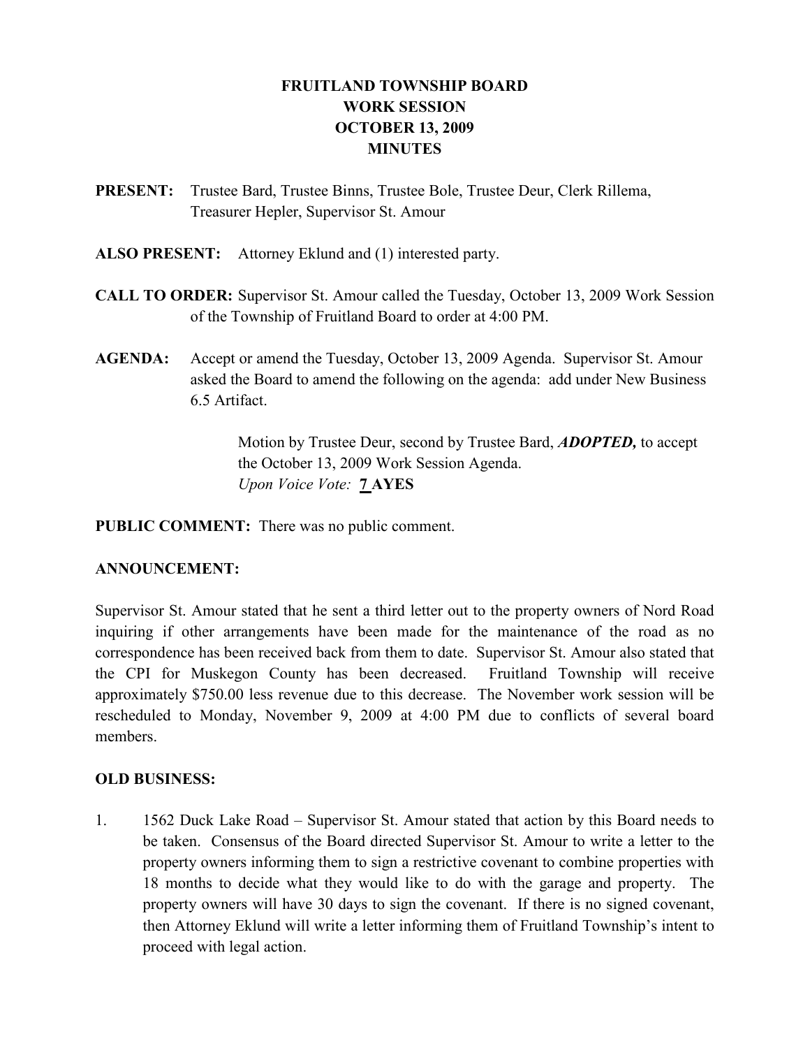# FRUITLAND TOWNSHIP BOARD
# WORK SESSION
# OCTOBER 13, 2009
# MINUTES

**PRESENT:** Trustee Bard, Trustee Binns, Trustee Bole, Trustee Deur, Clerk Rillema, Treasurer Hepler, Supervisor St. Amour

**ALSO PRESENT:** Attorney Eklund and (1) interested party.

**CALL TO ORDER:** Supervisor St. Amour called the Tuesday, October 13, 2009 Work Session of the Township of Fruitland Board to order at 4:00 PM.

**AGENDA:** Accept or amend the Tuesday, October 13, 2009 Agenda. Supervisor St. Amour asked the Board to amend the following on the agenda: add under New Business 6.5 Artifact.

> Motion by Trustee Deur, second by Trustee Bard, ***ADOPTED,*** to accept the October 13, 2009 Work Session Agenda.
> *Upon Voice Vote:* **7 AYES**

**PUBLIC COMMENT:** There was no public comment.

**ANNOUNCEMENT:**

Supervisor St. Amour stated that he sent a third letter out to the property owners of Nord Road inquiring if other arrangements have been made for the maintenance of the road as no correspondence has been received back from them to date. Supervisor St. Amour also stated that the CPI for Muskegon County has been decreased. Fruitland Township will receive approximately $750.00 less revenue due to this decrease. The November work session will be rescheduled to Monday, November 9, 2009 at 4:00 PM due to conflicts of several board members.

**OLD BUSINESS:**

1. 1562 Duck Lake Road – Supervisor St. Amour stated that action by this Board needs to be taken. Consensus of the Board directed Supervisor St. Amour to write a letter to the property owners informing them to sign a restrictive covenant to combine properties with 18 months to decide what they would like to do with the garage and property. The property owners will have 30 days to sign the covenant. If there is no signed covenant, then Attorney Eklund will write a letter informing them of Fruitland Township's intent to proceed with legal action.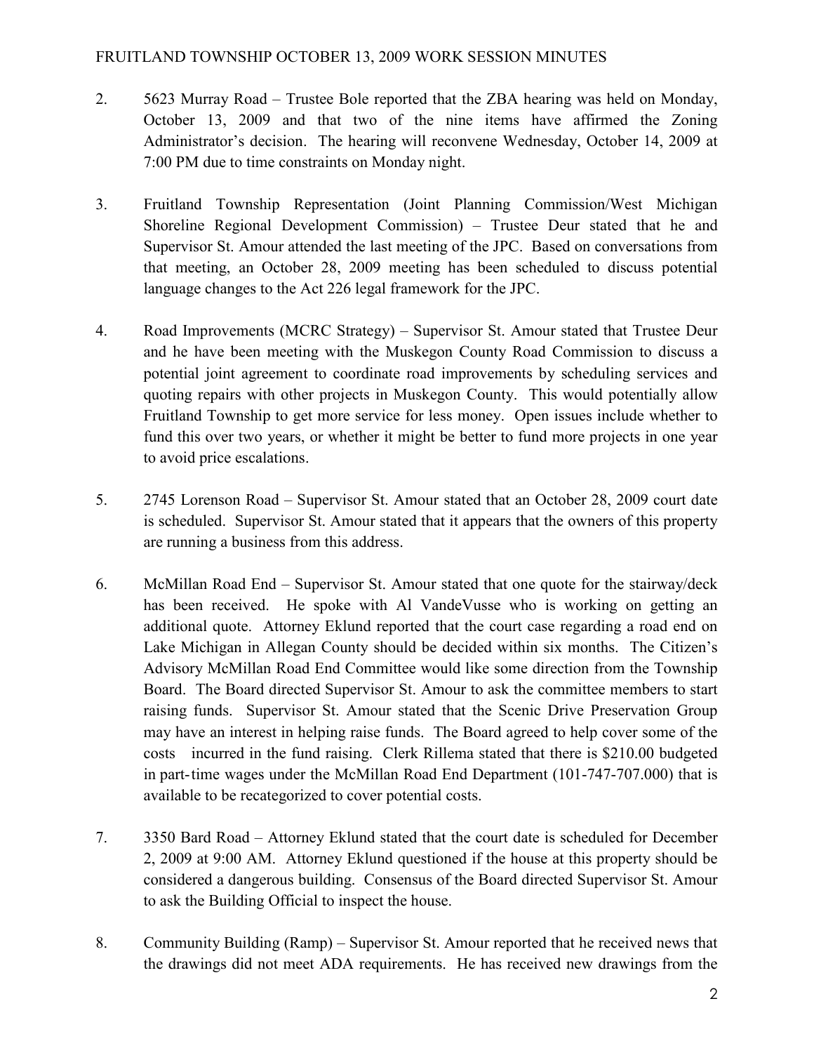2. 5623 Murray Road – Trustee Bole reported that the ZBA hearing was held on Monday, October 13, 2009 and that two of the nine items have affirmed the Zoning Administrator's decision. The hearing will reconvene Wednesday, October 14, 2009 at 7:00 PM due to time constraints on Monday night.

3. Fruitland Township Representation (Joint Planning Commission/West Michigan Shoreline Regional Development Commission) – Trustee Deur stated that he and Supervisor St. Amour attended the last meeting of the JPC. Based on conversations from that meeting, an October 28, 2009 meeting has been scheduled to discuss potential language changes to the Act 226 legal framework for the JPC.

4. Road Improvements (MCRC Strategy) – Supervisor St. Amour stated that Trustee Deur and he have been meeting with the Muskegon County Road Commission to discuss a potential joint agreement to coordinate road improvements by scheduling services and quoting repairs with other projects in Muskegon County. This would potentially allow Fruitland Township to get more service for less money. Open issues include whether to fund this over two years, or whether it might be better to fund more projects in one year to avoid price escalations.

5. 2745 Lorenson Road – Supervisor St. Amour stated that an October 28, 2009 court date is scheduled. Supervisor St. Amour stated that it appears that the owners of this property are running a business from this address.

6. McMillan Road End – Supervisor St. Amour stated that one quote for the stairway/deck has been received. He spoke with Al VandeVusse who is working on getting an additional quote. Attorney Eklund reported that the court case regarding a road end on Lake Michigan in Allegan County should be decided within six months. The Citizen's Advisory McMillan Road End Committee would like some direction from the Township Board. The Board directed Supervisor St. Amour to ask the committee members to start raising funds. Supervisor St. Amour stated that the Scenic Drive Preservation Group may have an interest in helping raise funds. The Board agreed to help cover some of the costs incurred in the fund raising. Clerk Rillema stated that there is $210.00 budgeted in part-time wages under the McMillan Road End Department (101-747-707.000) that is available to be recategorized to cover potential costs.

7. 3350 Bard Road – Attorney Eklund stated that the court date is scheduled for December 2, 2009 at 9:00 AM. Attorney Eklund questioned if the house at this property should be considered a dangerous building. Consensus of the Board directed Supervisor St. Amour to ask the Building Official to inspect the house.

8. Community Building (Ramp) – Supervisor St. Amour reported that he received news that the drawings did not meet ADA requirements. He has received new drawings from the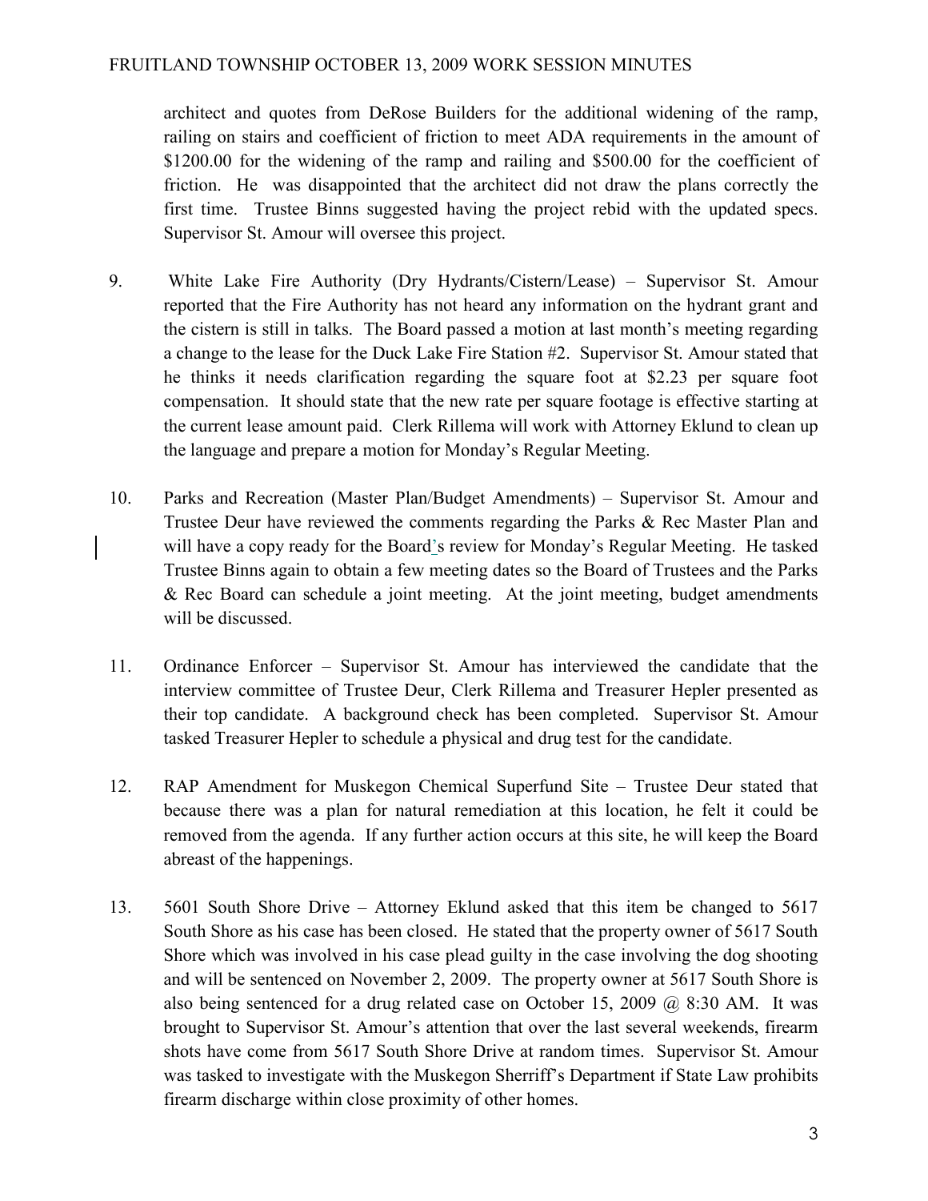architect and quotes from DeRose Builders for the additional widening of the ramp, railing on stairs and coefficient of friction to meet ADA requirements in the amount of $1200.00 for the widening of the ramp and railing and $500.00 for the coefficient of friction. He was disappointed that the architect did not draw the plans correctly the first time. Trustee Binns suggested having the project rebid with the updated specs. Supervisor St. Amour will oversee this project.

9. White Lake Fire Authority (Dry Hydrants/Cistern/Lease) – Supervisor St. Amour reported that the Fire Authority has not heard any information on the hydrant grant and the cistern is still in talks. The Board passed a motion at last month's meeting regarding a change to the lease for the Duck Lake Fire Station #2. Supervisor St. Amour stated that he thinks it needs clarification regarding the square foot at $2.23 per square foot compensation. It should state that the new rate per square footage is effective starting at the current lease amount paid. Clerk Rillema will work with Attorney Eklund to clean up the language and prepare a motion for Monday's Regular Meeting.

10. Parks and Recreation (Master Plan/Budget Amendments) – Supervisor St. Amour and Trustee Deur have reviewed the comments regarding the Parks & Rec Master Plan and will have a copy ready for the Board's review for Monday's Regular Meeting. He tasked Trustee Binns again to obtain a few meeting dates so the Board of Trustees and the Parks & Rec Board can schedule a joint meeting. At the joint meeting, budget amendments will be discussed.

11. Ordinance Enforcer – Supervisor St. Amour has interviewed the candidate that the interview committee of Trustee Deur, Clerk Rillema and Treasurer Hepler presented as their top candidate. A background check has been completed. Supervisor St. Amour tasked Treasurer Hepler to schedule a physical and drug test for the candidate.

12. RAP Amendment for Muskegon Chemical Superfund Site – Trustee Deur stated that because there was a plan for natural remediation at this location, he felt it could be removed from the agenda. If any further action occurs at this site, he will keep the Board abreast of the happenings.

13. 5601 South Shore Drive – Attorney Eklund asked that this item be changed to 5617 South Shore as his case has been closed. He stated that the property owner of 5617 South Shore which was involved in his case plead guilty in the case involving the dog shooting and will be sentenced on November 2, 2009. The property owner at 5617 South Shore is also being sentenced for a drug related case on October 15, 2009 @ 8:30 AM. It was brought to Supervisor St. Amour's attention that over the last several weekends, firearm shots have come from 5617 South Shore Drive at random times. Supervisor St. Amour was tasked to investigate with the Muskegon Sherriff's Department if State Law prohibits firearm discharge within close proximity of other homes.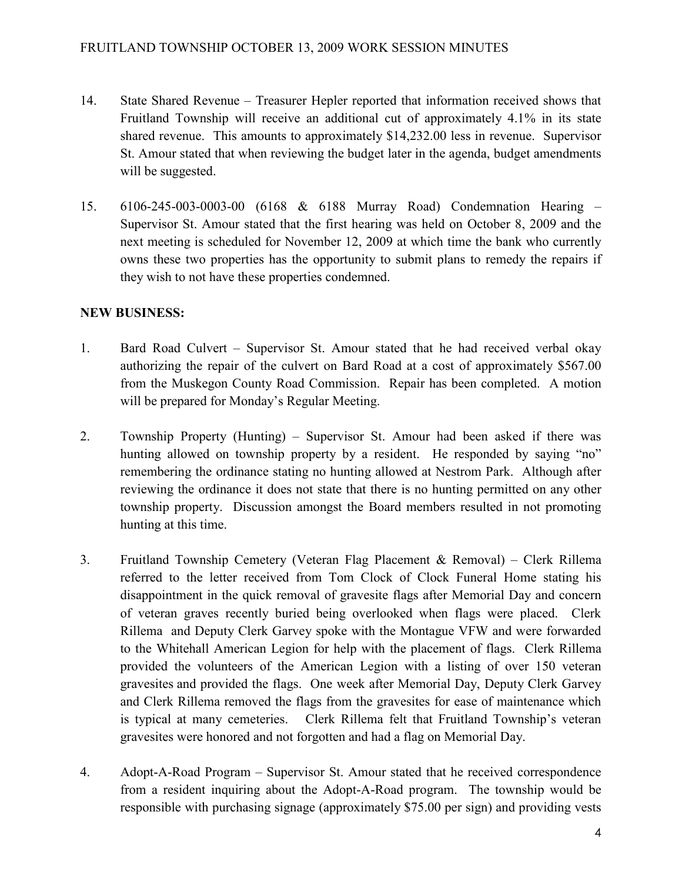14. State Shared Revenue – Treasurer Hepler reported that information received shows that Fruitland Township will receive an additional cut of approximately 4.1% in its state shared revenue. This amounts to approximately $14,232.00 less in revenue. Supervisor St. Amour stated that when reviewing the budget later in the agenda, budget amendments will be suggested.

15. 6106-245-003-0003-00 (6168 & 6188 Murray Road) Condemnation Hearing – Supervisor St. Amour stated that the first hearing was held on October 8, 2009 and the next meeting is scheduled for November 12, 2009 at which time the bank who currently owns these two properties has the opportunity to submit plans to remedy the repairs if they wish to not have these properties condemned.

**NEW BUSINESS:**

1. Bard Road Culvert – Supervisor St. Amour stated that he had received verbal okay authorizing the repair of the culvert on Bard Road at a cost of approximately $567.00 from the Muskegon County Road Commission. Repair has been completed. A motion will be prepared for Monday's Regular Meeting.

2. Township Property (Hunting) – Supervisor St. Amour had been asked if there was hunting allowed on township property by a resident. He responded by saying "no" remembering the ordinance stating no hunting allowed at Nestrom Park. Although after reviewing the ordinance it does not state that there is no hunting permitted on any other township property. Discussion amongst the Board members resulted in not promoting hunting at this time.

3. Fruitland Township Cemetery (Veteran Flag Placement & Removal) – Clerk Rillema referred to the letter received from Tom Clock of Clock Funeral Home stating his disappointment in the quick removal of gravesite flags after Memorial Day and concern of veteran graves recently buried being overlooked when flags were placed. Clerk Rillema and Deputy Clerk Garvey spoke with the Montague VFW and were forwarded to the Whitehall American Legion for help with the placement of flags. Clerk Rillema provided the volunteers of the American Legion with a listing of over 150 veteran gravesites and provided the flags. One week after Memorial Day, Deputy Clerk Garvey and Clerk Rillema removed the flags from the gravesites for ease of maintenance which is typical at many cemeteries. Clerk Rillema felt that Fruitland Township's veteran gravesites were honored and not forgotten and had a flag on Memorial Day.

4. Adopt-A-Road Program – Supervisor St. Amour stated that he received correspondence from a resident inquiring about the Adopt-A-Road program. The township would be responsible with purchasing signage (approximately $75.00 per sign) and providing vests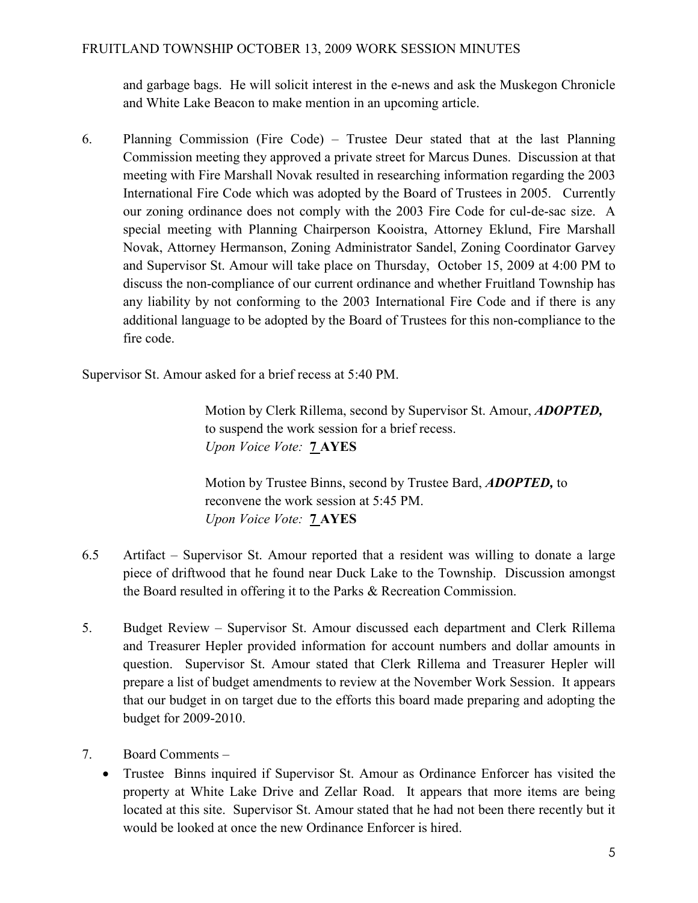and garbage bags. He will solicit interest in the e-news and ask the Muskegon Chronicle and White Lake Beacon to make mention in an upcoming article.

6. Planning Commission (Fire Code) – Trustee Deur stated that at the last Planning Commission meeting they approved a private street for Marcus Dunes. Discussion at that meeting with Fire Marshall Novak resulted in researching information regarding the 2003 International Fire Code which was adopted by the Board of Trustees in 2005. Currently our zoning ordinance does not comply with the 2003 Fire Code for cul-de-sac size. A special meeting with Planning Chairperson Kooistra, Attorney Eklund, Fire Marshall Novak, Attorney Hermanson, Zoning Administrator Sandel, Zoning Coordinator Garvey and Supervisor St. Amour will take place on Thursday, October 15, 2009 at 4:00 PM to discuss the non-compliance of our current ordinance and whether Fruitland Township has any liability by not conforming to the 2003 International Fire Code and if there is any additional language to be adopted by the Board of Trustees for this non-compliance to the fire code.

Supervisor St. Amour asked for a brief recess at 5:40 PM.

> Motion by Clerk Rillema, second by Supervisor St. Amour, ***ADOPTED,*** to suspend the work session for a brief recess.
> *Upon Voice Vote:* **7 AYES**
>
> Motion by Trustee Binns, second by Trustee Bard, ***ADOPTED,*** to reconvene the work session at 5:45 PM.
> *Upon Voice Vote:* **7 AYES**

6.5 Artifact – Supervisor St. Amour reported that a resident was willing to donate a large piece of driftwood that he found near Duck Lake to the Township. Discussion amongst the Board resulted in offering it to the Parks & Recreation Commission.

5. Budget Review – Supervisor St. Amour discussed each department and Clerk Rillema and Treasurer Hepler provided information for account numbers and dollar amounts in question. Supervisor St. Amour stated that Clerk Rillema and Treasurer Hepler will prepare a list of budget amendments to review at the November Work Session. It appears that our budget in on target due to the efforts this board made preparing and adopting the budget for 2009-2010.

7. Board Comments –
   - Trustee Binns inquired if Supervisor St. Amour as Ordinance Enforcer has visited the property at White Lake Drive and Zellar Road. It appears that more items are being located at this site. Supervisor St. Amour stated that he had not been there recently but it would be looked at once the new Ordinance Enforcer is hired.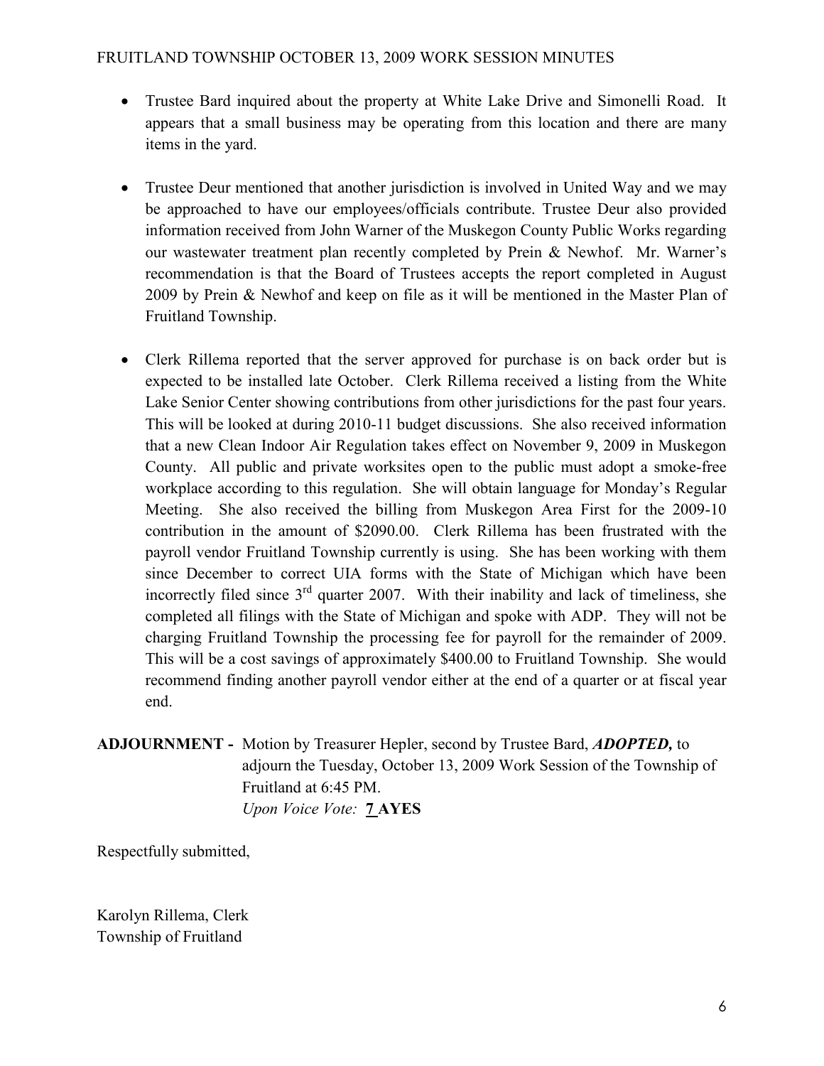- Trustee Bard inquired about the property at White Lake Drive and Simonelli Road. It appears that a small business may be operating from this location and there are many items in the yard.

- Trustee Deur mentioned that another jurisdiction is involved in United Way and we may be approached to have our employees/officials contribute. Trustee Deur also provided information received from John Warner of the Muskegon County Public Works regarding our wastewater treatment plan recently completed by Prein & Newhof. Mr. Warner's recommendation is that the Board of Trustees accepts the report completed in August 2009 by Prein & Newhof and keep on file as it will be mentioned in the Master Plan of Fruitland Township.

- Clerk Rillema reported that the server approved for purchase is on back order but is expected to be installed late October. Clerk Rillema received a listing from the White Lake Senior Center showing contributions from other jurisdictions for the past four years. This will be looked at during 2010-11 budget discussions. She also received information that a new Clean Indoor Air Regulation takes effect on November 9, 2009 in Muskegon County. All public and private worksites open to the public must adopt a smoke-free workplace according to this regulation. She will obtain language for Monday's Regular Meeting. She also received the billing from Muskegon Area First for the 2009-10 contribution in the amount of $2090.00. Clerk Rillema has been frustrated with the payroll vendor Fruitland Township currently is using. She has been working with them since December to correct UIA forms with the State of Michigan which have been incorrectly filed since 3rd quarter 2007. With their inability and lack of timeliness, she completed all filings with the State of Michigan and spoke with ADP. They will not be charging Fruitland Township the processing fee for payroll for the remainder of 2009. This will be a cost savings of approximately $400.00 to Fruitland Township. She would recommend finding another payroll vendor either at the end of a quarter or at fiscal year end.

**ADJOURNMENT -** Motion by Treasurer Hepler, second by Trustee Bard, ***ADOPTED,*** to adjourn the Tuesday, October 13, 2009 Work Session of the Township of Fruitland at 6:45 PM.
*Upon Voice Vote:* **7 AYES**

Respectfully submitted,

Karolyn Rillema, Clerk
Township of Fruitland